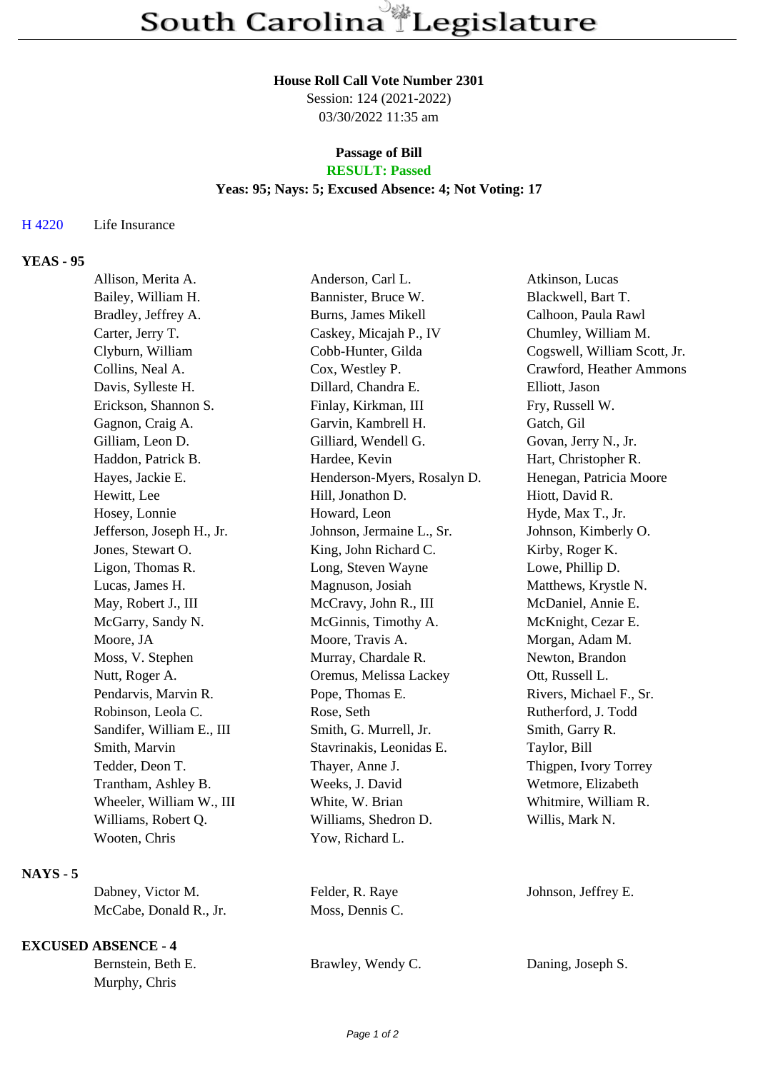# South Carolina Legislature

**House Roll Call Vote Number 2301**
Session: 124 (2021-2022)
03/30/2022 11:35 am

**Passage of Bill**
**RESULT: Passed**
**Yeas: 95; Nays: 5; Excused Absence: 4; Not Voting: 17**

H 4220 Life Insurance

**YEAS - 95**

| | | |
|---|---|---|
| Allison, Merita A. | Anderson, Carl L. | Atkinson, Lucas |
| Bailey, William H. | Bannister, Bruce W. | Blackwell, Bart T. |
| Bradley, Jeffrey A. | Burns, James Mikell | Calhoon, Paula Rawl |
| Carter, Jerry T. | Caskey, Micajah P., IV | Chumley, William M. |
| Clyburn, William | Cobb-Hunter, Gilda | Cogswell, William Scott, Jr. |
| Collins, Neal A. | Cox, Westley P. | Crawford, Heather Ammons |
| Davis, Sylleste H. | Dillard, Chandra E. | Elliott, Jason |
| Erickson, Shannon S. | Finlay, Kirkman, III | Fry, Russell W. |
| Gagnon, Craig A. | Garvin, Kambrell H. | Gatch, Gil |
| Gilliam, Leon D. | Gilliard, Wendell G. | Govan, Jerry N., Jr. |
| Haddon, Patrick B. | Hardee, Kevin | Hart, Christopher R. |
| Hayes, Jackie E. | Henderson-Myers, Rosalyn D. | Henegan, Patricia Moore |
| Hewitt, Lee | Hill, Jonathon D. | Hiott, David R. |
| Hosey, Lonnie | Howard, Leon | Hyde, Max T., Jr. |
| Jefferson, Joseph H., Jr. | Johnson, Jermaine L., Sr. | Johnson, Kimberly O. |
| Jones, Stewart O. | King, John Richard C. | Kirby, Roger K. |
| Ligon, Thomas R. | Long, Steven Wayne | Lowe, Phillip D. |
| Lucas, James H. | Magnuson, Josiah | Matthews, Krystle N. |
| May, Robert J., III | McCravy, John R., III | McDaniel, Annie E. |
| McGarry, Sandy N. | McGinnis, Timothy A. | McKnight, Cezar E. |
| Moore, JA | Moore, Travis A. | Morgan, Adam M. |
| Moss, V. Stephen | Murray, Chardale R. | Newton, Brandon |
| Nutt, Roger A. | Oremus, Melissa Lackey | Ott, Russell L. |
| Pendarvis, Marvin R. | Pope, Thomas E. | Rivers, Michael F., Sr. |
| Robinson, Leola C. | Rose, Seth | Rutherford, J. Todd |
| Sandifer, William E., III | Smith, G. Murrell, Jr. | Smith, Garry R. |
| Smith, Marvin | Stavrinakis, Leonidas E. | Taylor, Bill |
| Tedder, Deon T. | Thayer, Anne J. | Thigpen, Ivory Torrey |
| Trantham, Ashley B. | Weeks, J. David | Wetmore, Elizabeth |
| Wheeler, William W., III | White, W. Brian | Whitmire, William R. |
| Williams, Robert Q. | Williams, Shedron D. | Willis, Mark N. |
| Wooten, Chris | Yow, Richard L. | |

**NAYS - 5**

| | | |
|---|---|---|
| Dabney, Victor M. | Felder, R. Raye | Johnson, Jeffrey E. |
| McCabe, Donald R., Jr. | Moss, Dennis C. | |

**EXCUSED ABSENCE - 4**

| | | |
|---|---|---|
| Bernstein, Beth E. | Brawley, Wendy C. | Daning, Joseph S. |
| Murphy, Chris | | |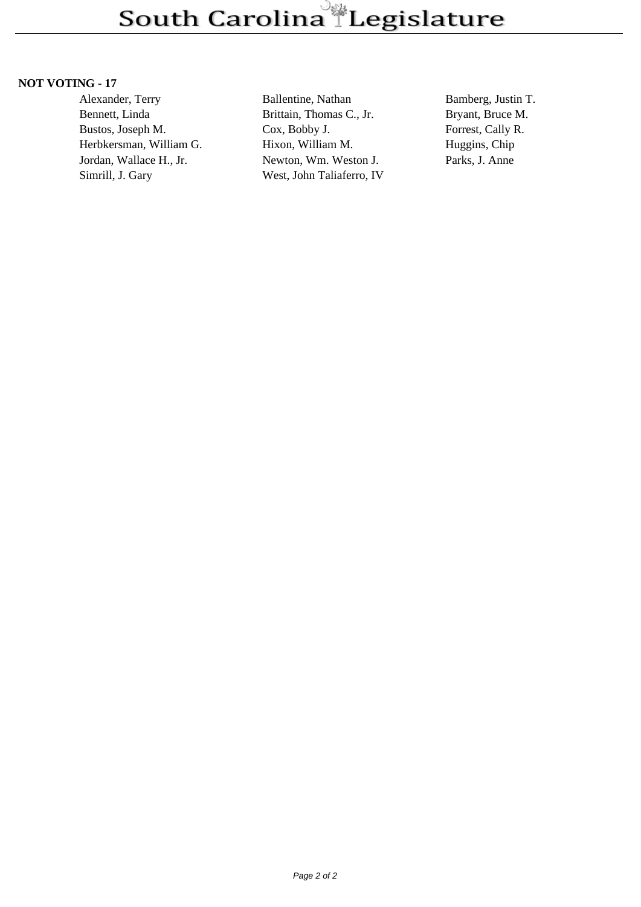**NOT VOTING - 17**

| | | |
|---|---|---|
| Alexander, Terry | Ballentine, Nathan | Bamberg, Justin T. |
| Bennett, Linda | Brittain, Thomas C., Jr. | Bryant, Bruce M. |
| Bustos, Joseph M. | Cox, Bobby J. | Forrest, Cally R. |
| Herbkersman, William G. | Hixon, William M. | Huggins, Chip |
| Jordan, Wallace H., Jr. | Newton, Wm. Weston J. | Parks, J. Anne |
| Simrill, J. Gary | West, John Taliaferro, IV | |